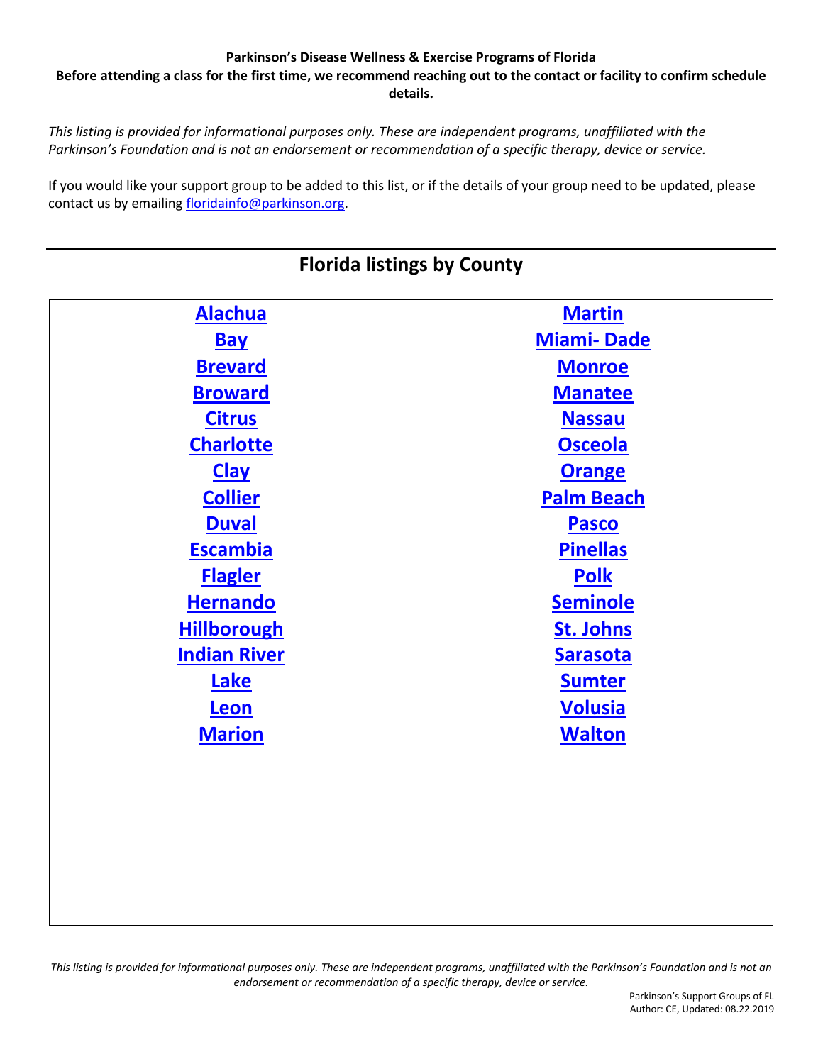**Parkinson's Disease Wellness & Exercise Programs of Florida**

**Before attending a class for the first time, we recommend reaching out to the contact or facility to confirm schedule details.**

*This listing is provided for informational purposes only. These are independent programs, unaffiliated with the Parkinson's Foundation and is not an endorsement or recommendation of a specific therapy, device or service.*

If you would like your support group to be added to this list, or if the details of your group need to be updated, please contact us by emailing floridainfo@parkinson.org.

## Florida listings by County

| | |
|---|---|
| **Alachua** | **Martin** |
| **Bay** | **Miami- Dade** |
| **Brevard** | **Monroe** |
| **Broward** | **Manatee** |
| **Citrus** | **Nassau** |
| **Charlotte** | **Osceola** |
| **Clay** | **Orange** |
| **Collier** | **Palm Beach** |
| **Duval** | **Pasco** |
| **Escambia** | **Pinellas** |
| **Flagler** | **Polk** |
| **Hernando** | **Seminole** |
| **Hillborough** | **St. Johns** |
| **Indian River** | **Sarasota** |
| **Lake** | **Sumter** |
| **Leon** | **Volusia** |
| **Marion** | **Walton** |

*This listing is provided for informational purposes only. These are independent programs, unaffiliated with the Parkinson's Foundation and is not an endorsement or recommendation of a specific therapy, device or service.*

Parkinson's Support Groups of FL
Author: CE, Updated: 08.22.2019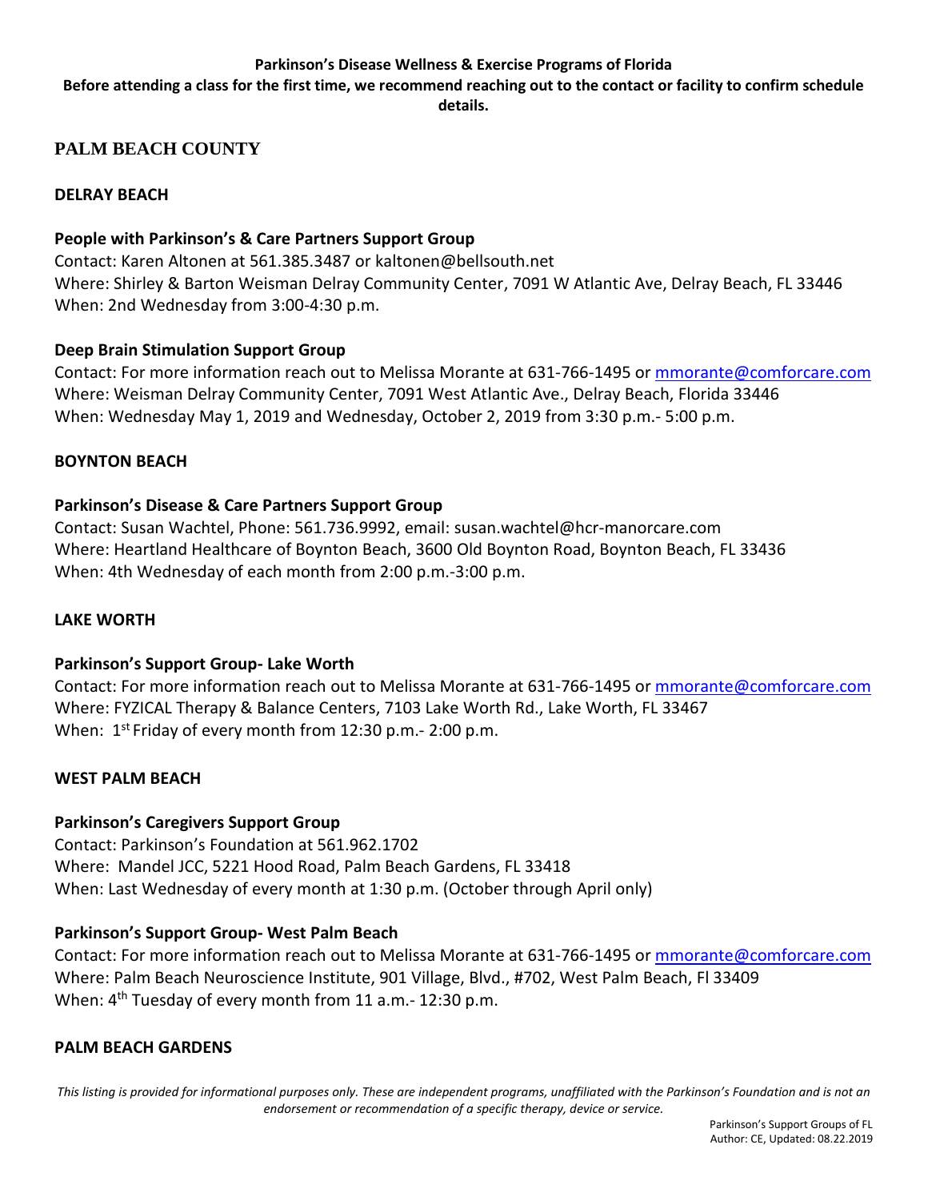**Parkinson's Disease Wellness & Exercise Programs of Florida**

**Before attending a class for the first time, we recommend reaching out to the contact or facility to confirm schedule details.**

## PALM BEACH COUNTY

### DELRAY BEACH

**People with Parkinson's & Care Partners Support Group**

Contact: Karen Altonen at 561.385.3487 or kaltonen@bellsouth.net
Where: Shirley & Barton Weisman Delray Community Center, 7091 W Atlantic Ave, Delray Beach, FL 33446
When: 2nd Wednesday from 3:00-4:30 p.m.

**Deep Brain Stimulation Support Group**

Contact: For more information reach out to Melissa Morante at 631-766-1495 or mmorante@comforcare.com
Where: Weisman Delray Community Center, 7091 West Atlantic Ave., Delray Beach, Florida 33446
When: Wednesday May 1, 2019 and Wednesday, October 2, 2019 from 3:30 p.m.- 5:00 p.m.

### BOYNTON BEACH

**Parkinson's Disease & Care Partners Support Group**

Contact: Susan Wachtel, Phone: 561.736.9992, email: susan.wachtel@hcr-manorcare.com
Where: Heartland Healthcare of Boynton Beach, 3600 Old Boynton Road, Boynton Beach, FL 33436
When: 4th Wednesday of each month from 2:00 p.m.-3:00 p.m.

### LAKE WORTH

**Parkinson's Support Group- Lake Worth**

Contact: For more information reach out to Melissa Morante at 631-766-1495 or mmorante@comforcare.com
Where: FYZICAL Therapy & Balance Centers, 7103 Lake Worth Rd., Lake Worth, FL 33467
When: 1st Friday of every month from 12:30 p.m.- 2:00 p.m.

### WEST PALM BEACH

**Parkinson's Caregivers Support Group**

Contact: Parkinson's Foundation at 561.962.1702
Where: Mandel JCC, 5221 Hood Road, Palm Beach Gardens, FL 33418
When: Last Wednesday of every month at 1:30 p.m. (October through April only)

**Parkinson's Support Group- West Palm Beach**

Contact: For more information reach out to Melissa Morante at 631-766-1495 or mmorante@comforcare.com
Where: Palm Beach Neuroscience Institute, 901 Village, Blvd., #702, West Palm Beach, Fl 33409
When: 4th Tuesday of every month from 11 a.m.- 12:30 p.m.

### PALM BEACH GARDENS

*This listing is provided for informational purposes only. These are independent programs, unaffiliated with the Parkinson's Foundation and is not an endorsement or recommendation of a specific therapy, device or service.*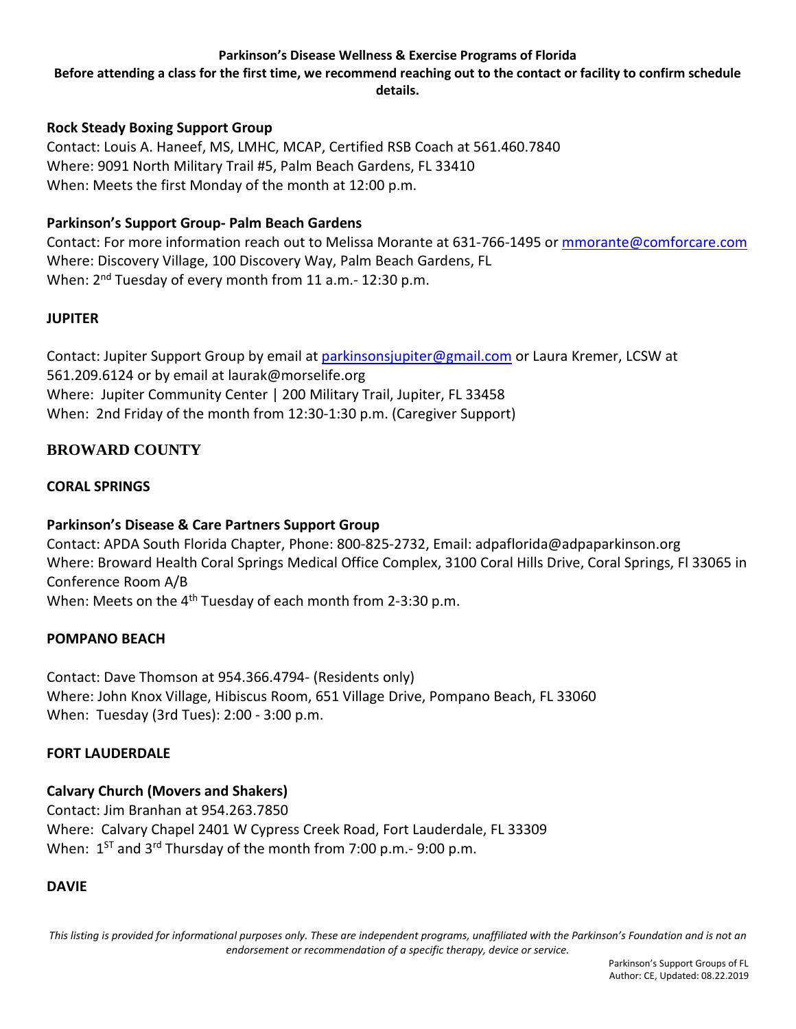**Parkinson's Disease Wellness & Exercise Programs of Florida**

**Before attending a class for the first time, we recommend reaching out to the contact or facility to confirm schedule details.**

**Rock Steady Boxing Support Group**

Contact: Louis A. Haneef, MS, LMHC, MCAP, Certified RSB Coach at 561.460.7840
Where: 9091 North Military Trail #5, Palm Beach Gardens, FL 33410
When: Meets the first Monday of the month at 12:00 p.m.

**Parkinson's Support Group- Palm Beach Gardens**

Contact: For more information reach out to Melissa Morante at 631-766-1495 or mmorante@comforcare.com
Where: Discovery Village, 100 Discovery Way, Palm Beach Gardens, FL
When: 2nd Tuesday of every month from 11 a.m.- 12:30 p.m.

**JUPITER**

Contact: Jupiter Support Group by email at parkinsonsjupiter@gmail.com or Laura Kremer, LCSW at 561.209.6124 or by email at laurak@morselife.org
Where: Jupiter Community Center | 200 Military Trail, Jupiter, FL 33458
When: 2nd Friday of the month from 12:30-1:30 p.m. (Caregiver Support)

## BROWARD COUNTY

**CORAL SPRINGS**

**Parkinson's Disease & Care Partners Support Group**

Contact: APDA South Florida Chapter, Phone: 800-825-2732, Email: adpaflorida@adpaparkinson.org
Where: Broward Health Coral Springs Medical Office Complex, 3100 Coral Hills Drive, Coral Springs, Fl 33065 in Conference Room A/B
When: Meets on the 4th Tuesday of each month from 2-3:30 p.m.

**POMPANO BEACH**

Contact: Dave Thomson at 954.366.4794- (Residents only)
Where: John Knox Village, Hibiscus Room, 651 Village Drive, Pompano Beach, FL 33060
When: Tuesday (3rd Tues): 2:00 - 3:00 p.m.

**FORT LAUDERDALE**

**Calvary Church (Movers and Shakers)**

Contact: Jim Branhan at 954.263.7850
Where: Calvary Chapel 2401 W Cypress Creek Road, Fort Lauderdale, FL 33309
When: 1ST and 3rd Thursday of the month from 7:00 p.m.- 9:00 p.m.

**DAVIE**

*This listing is provided for informational purposes only. These are independent programs, unaffiliated with the Parkinson's Foundation and is not an endorsement or recommendation of a specific therapy, device or service.*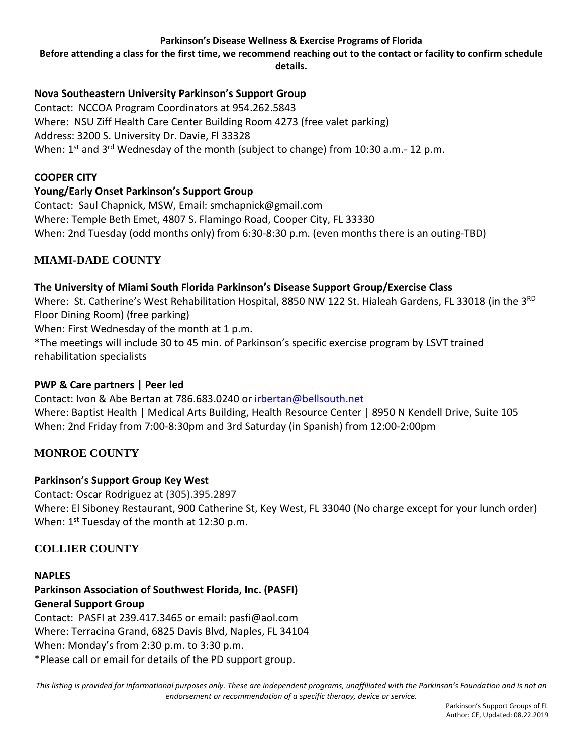**Parkinson's Disease Wellness & Exercise Programs of Florida**

**Before attending a class for the first time, we recommend reaching out to the contact or facility to confirm schedule details.**

**Nova Southeastern University Parkinson's Support Group**

Contact: NCCOA Program Coordinators at 954.262.5843
Where: NSU Ziff Health Care Center Building Room 4273 (free valet parking)
Address: 3200 S. University Dr. Davie, Fl 33328
When: 1st and 3rd Wednesday of the month (subject to change) from 10:30 a.m.- 12 p.m.

**COOPER CITY**

**Young/Early Onset Parkinson's Support Group**

Contact: Saul Chapnick, MSW, Email: smchapnick@gmail.com
Where: Temple Beth Emet, 4807 S. Flamingo Road, Cooper City, FL 33330
When: 2nd Tuesday (odd months only) from 6:30-8:30 p.m. (even months there is an outing-TBD)

## MIAMI-DADE COUNTY

**The University of Miami South Florida Parkinson's Disease Support Group/Exercise Class**

Where: St. Catherine's West Rehabilitation Hospital, 8850 NW 122 St. Hialeah Gardens, FL 33018 (in the 3RD Floor Dining Room) (free parking)
When: First Wednesday of the month at 1 p.m.
*The meetings will include 30 to 45 min. of Parkinson's specific exercise program by LSVT trained rehabilitation specialists

**PWP & Care partners | Peer led**

Contact: Ivon & Abe Bertan at 786.683.0240 or irbertan@bellsouth.net
Where: Baptist Health | Medical Arts Building, Health Resource Center | 8950 N Kendell Drive, Suite 105
When: 2nd Friday from 7:00-8:30pm and 3rd Saturday (in Spanish) from 12:00-2:00pm

## MONROE COUNTY

**Parkinson's Support Group Key West**

Contact: Oscar Rodriguez at (305).395.2897
Where: El Siboney Restaurant, 900 Catherine St, Key West, FL 33040 (No charge except for your lunch order)
When: 1st Tuesday of the month at 12:30 p.m.

## COLLIER COUNTY

**NAPLES**

**Parkinson Association of Southwest Florida, Inc. (PASFI)**
**General Support Group**

Contact: PASFI at 239.417.3465 or email: pasfi@aol.com
Where: Terracina Grand, 6825 Davis Blvd, Naples, FL 34104
When: Monday's from 2:30 p.m. to 3:30 p.m.
*Please call or email for details of the PD support group.

*This listing is provided for informational purposes only. These are independent programs, unaffiliated with the Parkinson's Foundation and is not an endorsement or recommendation of a specific therapy, device or service.*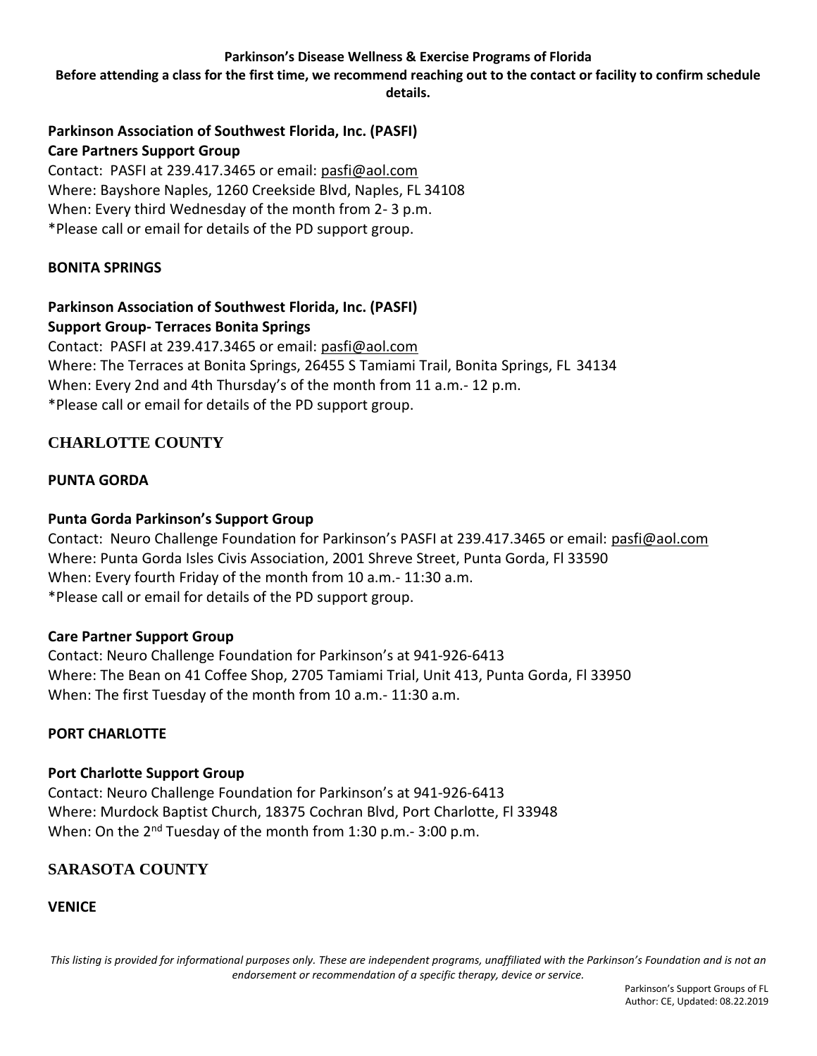**Parkinson's Disease Wellness & Exercise Programs of Florida**

**Before attending a class for the first time, we recommend reaching out to the contact or facility to confirm schedule details.**

**Parkinson Association of Southwest Florida, Inc. (PASFI)**
**Care Partners Support Group**
Contact: PASFI at 239.417.3465 or email: pasfi@aol.com
Where: Bayshore Naples, 1260 Creekside Blvd, Naples, FL 34108
When: Every third Wednesday of the month from 2- 3 p.m.
*Please call or email for details of the PD support group.

**BONITA SPRINGS**

**Parkinson Association of Southwest Florida, Inc. (PASFI)**
**Support Group- Terraces Bonita Springs**
Contact: PASFI at 239.417.3465 or email: pasfi@aol.com
Where: The Terraces at Bonita Springs, 26455 S Tamiami Trail, Bonita Springs, FL 34134
When: Every 2nd and 4th Thursday's of the month from 11 a.m.- 12 p.m.
*Please call or email for details of the PD support group.

## CHARLOTTE COUNTY

**PUNTA GORDA**

**Punta Gorda Parkinson's Support Group**
Contact: Neuro Challenge Foundation for Parkinson's PASFI at 239.417.3465 or email: pasfi@aol.com
Where: Punta Gorda Isles Civis Association, 2001 Shreve Street, Punta Gorda, Fl 33590
When: Every fourth Friday of the month from 10 a.m.- 11:30 a.m.
*Please call or email for details of the PD support group.

**Care Partner Support Group**
Contact: Neuro Challenge Foundation for Parkinson's at 941-926-6413
Where: The Bean on 41 Coffee Shop, 2705 Tamiami Trial, Unit 413, Punta Gorda, Fl 33950
When: The first Tuesday of the month from 10 a.m.- 11:30 a.m.

**PORT CHARLOTTE**

**Port Charlotte Support Group**
Contact: Neuro Challenge Foundation for Parkinson's at 941-926-6413
Where: Murdock Baptist Church, 18375 Cochran Blvd, Port Charlotte, Fl 33948
When: On the 2nd Tuesday of the month from 1:30 p.m.- 3:00 p.m.

## SARASOTA COUNTY

**VENICE**

*This listing is provided for informational purposes only. These are independent programs, unaffiliated with the Parkinson's Foundation and is not an endorsement or recommendation of a specific therapy, device or service.*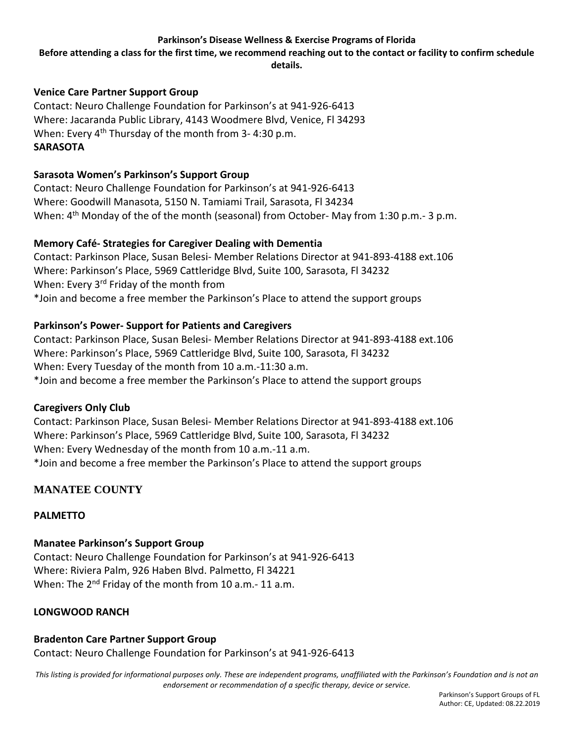**Parkinson's Disease Wellness & Exercise Programs of Florida**

**Before attending a class for the first time, we recommend reaching out to the contact or facility to confirm schedule details.**

**Venice Care Partner Support Group**
Contact: Neuro Challenge Foundation for Parkinson's at 941-926-6413
Where: Jacaranda Public Library, 4143 Woodmere Blvd, Venice, Fl 34293
When: Every 4th Thursday of the month from 3- 4:30 p.m.

**SARASOTA**

**Sarasota Women's Parkinson's Support Group**
Contact: Neuro Challenge Foundation for Parkinson's at 941-926-6413
Where: Goodwill Manasota, 5150 N. Tamiami Trail, Sarasota, Fl 34234
When: 4th Monday of the of the month (seasonal) from October- May from 1:30 p.m.- 3 p.m.

**Memory Café- Strategies for Caregiver Dealing with Dementia**
Contact: Parkinson Place, Susan Belesi- Member Relations Director at 941-893-4188 ext.106
Where: Parkinson's Place, 5969 Cattleridge Blvd, Suite 100, Sarasota, Fl 34232
When: Every 3rd Friday of the month from
*Join and become a free member the Parkinson's Place to attend the support groups

**Parkinson's Power- Support for Patients and Caregivers**
Contact: Parkinson Place, Susan Belesi- Member Relations Director at 941-893-4188 ext.106
Where: Parkinson's Place, 5969 Cattleridge Blvd, Suite 100, Sarasota, Fl 34232
When: Every Tuesday of the month from 10 a.m.-11:30 a.m.
*Join and become a free member the Parkinson's Place to attend the support groups

**Caregivers Only Club**
Contact: Parkinson Place, Susan Belesi- Member Relations Director at 941-893-4188 ext.106
Where: Parkinson's Place, 5969 Cattleridge Blvd, Suite 100, Sarasota, Fl 34232
When: Every Wednesday of the month from 10 a.m.-11 a.m.
*Join and become a free member the Parkinson's Place to attend the support groups

## MANATEE COUNTY

**PALMETTO**

**Manatee Parkinson's Support Group**
Contact: Neuro Challenge Foundation for Parkinson's at 941-926-6413
Where: Riviera Palm, 926 Haben Blvd. Palmetto, Fl 34221
When: The 2nd Friday of the month from 10 a.m.- 11 a.m.

**LONGWOOD RANCH**

**Bradenton Care Partner Support Group**
Contact: Neuro Challenge Foundation for Parkinson's at 941-926-6413

*This listing is provided for informational purposes only. These are independent programs, unaffiliated with the Parkinson's Foundation and is not an endorsement or recommendation of a specific therapy, device or service.*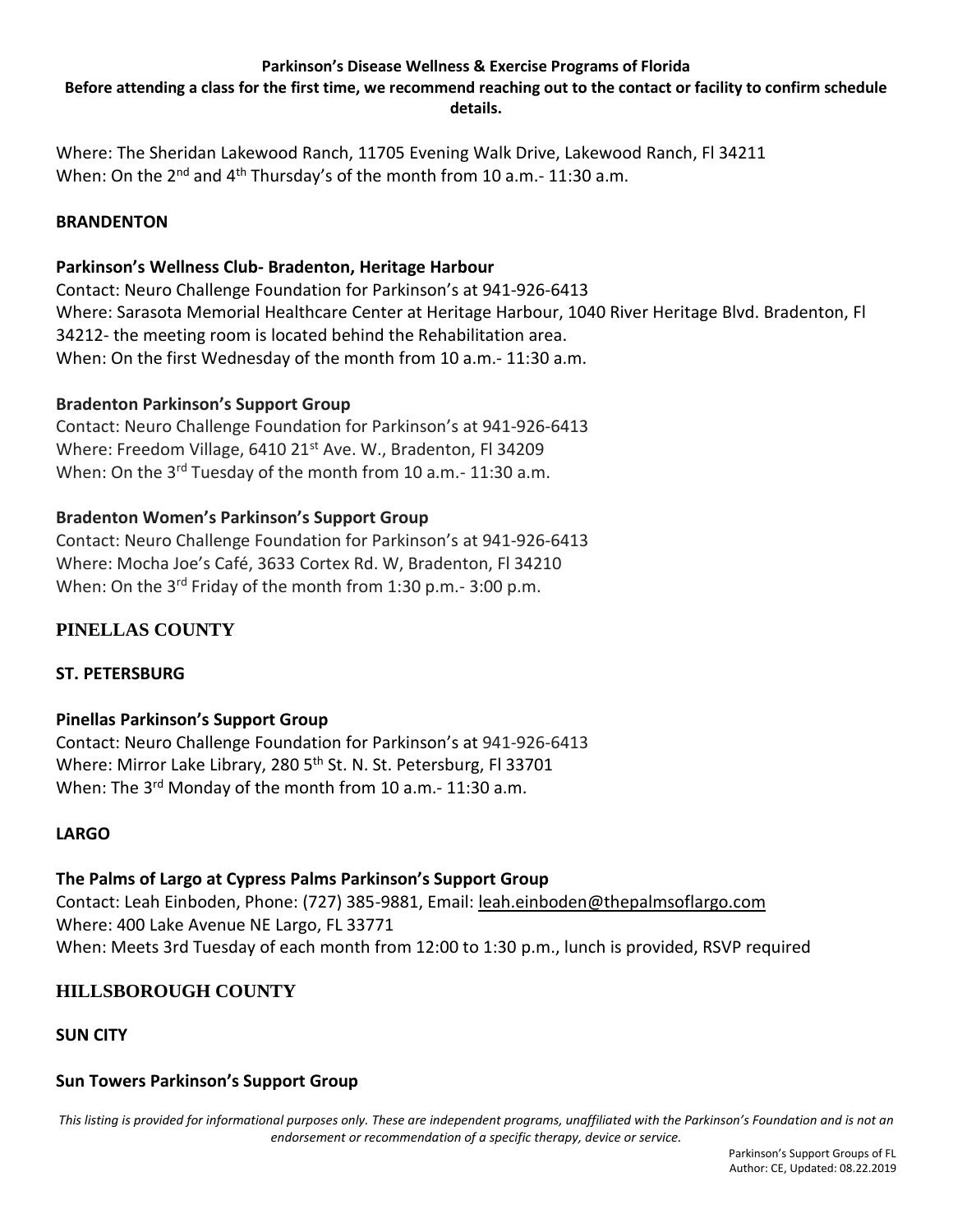Where: The Sheridan Lakewood Ranch, 11705 Evening Walk Drive, Lakewood Ranch, Fl 34211
When: On the 2nd and 4th Thursday's of the month from 10 a.m.- 11:30 a.m.

**BRANDENTON**

**Parkinson's Wellness Club- Bradenton, Heritage Harbour**
Contact: Neuro Challenge Foundation for Parkinson's at 941-926-6413
Where: Sarasota Memorial Healthcare Center at Heritage Harbour, 1040 River Heritage Blvd. Bradenton, Fl 34212- the meeting room is located behind the Rehabilitation area.
When: On the first Wednesday of the month from 10 a.m.- 11:30 a.m.

**Bradenton Parkinson's Support Group**
Contact: Neuro Challenge Foundation for Parkinson's at 941-926-6413
Where: Freedom Village, 6410 21st Ave. W., Bradenton, Fl 34209
When: On the 3rd Tuesday of the month from 10 a.m.- 11:30 a.m.

**Bradenton Women's Parkinson's Support Group**
Contact: Neuro Challenge Foundation for Parkinson's at 941-926-6413
Where: Mocha Joe's Café, 3633 Cortex Rd. W, Bradenton, Fl 34210
When: On the 3rd Friday of the month from 1:30 p.m.- 3:00 p.m.

## PINELLAS COUNTY

**ST. PETERSBURG**

**Pinellas Parkinson's Support Group**
Contact: Neuro Challenge Foundation for Parkinson's at 941-926-6413
Where: Mirror Lake Library, 280 5th St. N. St. Petersburg, Fl 33701
When: The 3rd Monday of the month from 10 a.m.- 11:30 a.m.

**LARGO**

**The Palms of Largo at Cypress Palms Parkinson's Support Group**
Contact: Leah Einboden, Phone: (727) 385-9881, Email: leah.einboden@thepalmsoflargo.com
Where: 400 Lake Avenue NE Largo, FL 33771
When: Meets 3rd Tuesday of each month from 12:00 to 1:30 p.m., lunch is provided, RSVP required

## HILLSBOROUGH COUNTY

**SUN CITY**

**Sun Towers Parkinson's Support Group**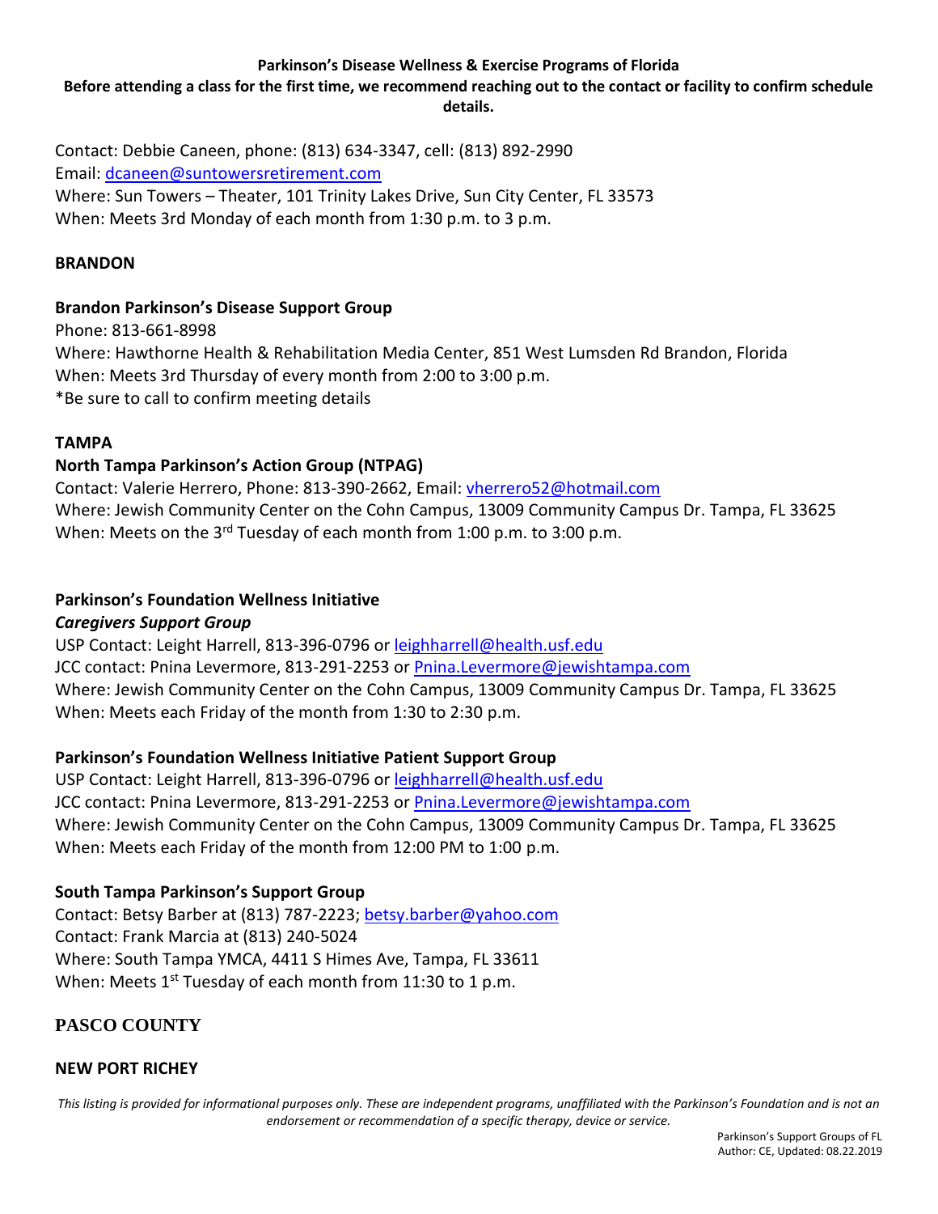Contact: Debbie Caneen, phone: (813) 634-3347, cell: (813) 892-2990
Email: dcaneen@suntowersretirement.com
Where: Sun Towers – Theater, 101 Trinity Lakes Drive, Sun City Center, FL 33573
When: Meets 3rd Monday of each month from 1:30 p.m. to 3 p.m.

**BRANDON**

**Brandon Parkinson's Disease Support Group**
Phone: 813-661-8998
Where: Hawthorne Health & Rehabilitation Media Center, 851 West Lumsden Rd Brandon, Florida
When: Meets 3rd Thursday of every month from 2:00 to 3:00 p.m.
*Be sure to call to confirm meeting details

**TAMPA**

**North Tampa Parkinson's Action Group (NTPAG)**
Contact: Valerie Herrero, Phone: 813-390-2662, Email: vherrero52@hotmail.com
Where: Jewish Community Center on the Cohn Campus, 13009 Community Campus Dr. Tampa, FL 33625
When: Meets on the 3rd Tuesday of each month from 1:00 p.m. to 3:00 p.m.

**Parkinson's Foundation Wellness Initiative**
***Caregivers Support Group***
USP Contact: Leight Harrell, 813-396-0796 or leighharrell@health.usf.edu
JCC contact: Pnina Levermore, 813-291-2253 or Pnina.Levermore@jewishtampa.com
Where: Jewish Community Center on the Cohn Campus, 13009 Community Campus Dr. Tampa, FL 33625
When: Meets each Friday of the month from 1:30 to 2:30 p.m.

**Parkinson's Foundation Wellness Initiative Patient Support Group**
USP Contact: Leight Harrell, 813-396-0796 or leighharrell@health.usf.edu
JCC contact: Pnina Levermore, 813-291-2253 or Pnina.Levermore@jewishtampa.com
Where: Jewish Community Center on the Cohn Campus, 13009 Community Campus Dr. Tampa, FL 33625
When: Meets each Friday of the month from 12:00 PM to 1:00 p.m.

**South Tampa Parkinson's Support Group**
Contact: Betsy Barber at (813) 787-2223; betsy.barber@yahoo.com
Contact: Frank Marcia at (813) 240-5024
Where: South Tampa YMCA, 4411 S Himes Ave, Tampa, FL 33611
When: Meets 1st Tuesday of each month from 11:30 to 1 p.m.

## PASCO COUNTY

**NEW PORT RICHEY**

*This listing is provided for informational purposes only. These are independent programs, unaffiliated with the Parkinson's Foundation and is not an endorsement or recommendation of a specific therapy, device or service.*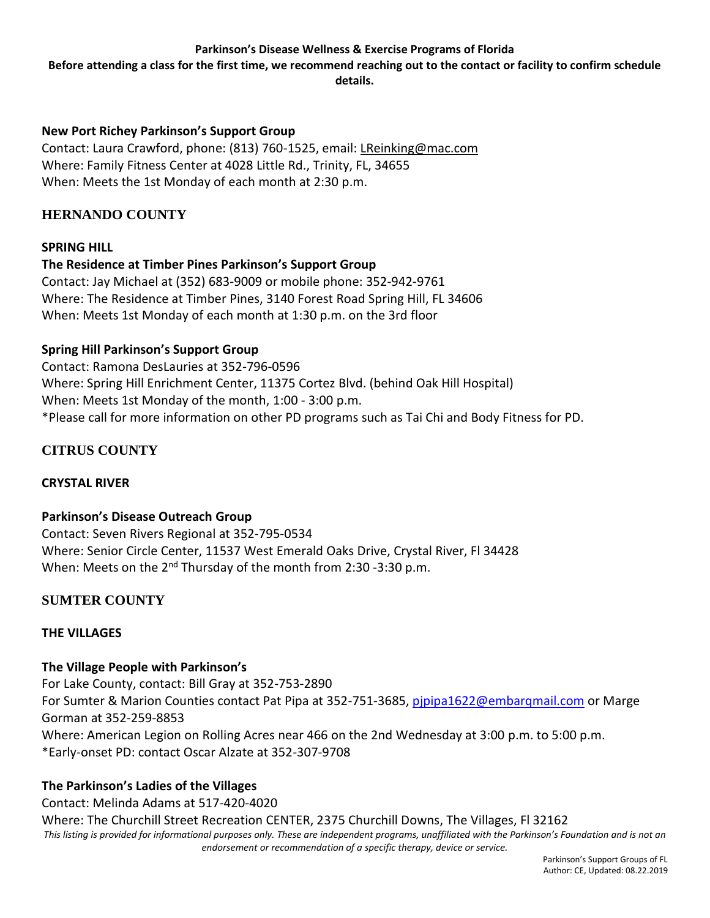**New Port Richey Parkinson's Support Group**
Contact: Laura Crawford, phone: (813) 760-1525, email: LReinking@mac.com
Where: Family Fitness Center at 4028 Little Rd., Trinity, FL, 34655
When: Meets the 1st Monday of each month at 2:30 p.m.

## HERNANDO COUNTY

### SPRING HILL

**The Residence at Timber Pines Parkinson's Support Group**
Contact: Jay Michael at (352) 683-9009 or mobile phone: 352-942-9761
Where: The Residence at Timber Pines, 3140 Forest Road Spring Hill, FL 34606
When: Meets 1st Monday of each month at 1:30 p.m. on the 3rd floor

**Spring Hill Parkinson's Support Group**
Contact: Ramona DesLauries at 352-796-0596
Where: Spring Hill Enrichment Center, 11375 Cortez Blvd. (behind Oak Hill Hospital)
When: Meets 1st Monday of the month, 1:00 - 3:00 p.m.
*Please call for more information on other PD programs such as Tai Chi and Body Fitness for PD.

## CITRUS COUNTY

### CRYSTAL RIVER

**Parkinson's Disease Outreach Group**
Contact: Seven Rivers Regional at 352-795-0534
Where: Senior Circle Center, 11537 West Emerald Oaks Drive, Crystal River, Fl 34428
When: Meets on the 2nd Thursday of the month from 2:30 -3:30 p.m.

## SUMTER COUNTY

### THE VILLAGES

**The Village People with Parkinson's**
For Lake County, contact: Bill Gray at 352-753-2890
For Sumter & Marion Counties contact Pat Pipa at 352-751-3685, pjpipa1622@embarqmail.com or Marge Gorman at 352-259-8853
Where: American Legion on Rolling Acres near 466 on the 2nd Wednesday at 3:00 p.m. to 5:00 p.m.
*Early-onset PD: contact Oscar Alzate at 352-307-9708

**The Parkinson's Ladies of the Villages**
Contact: Melinda Adams at 517-420-4020
Where: The Churchill Street Recreation CENTER, 2375 Churchill Downs, The Villages, Fl 32162

*This listing is provided for informational purposes only. These are independent programs, unaffiliated with the Parkinson's Foundation and is not an endorsement or recommendation of a specific therapy, device or service.*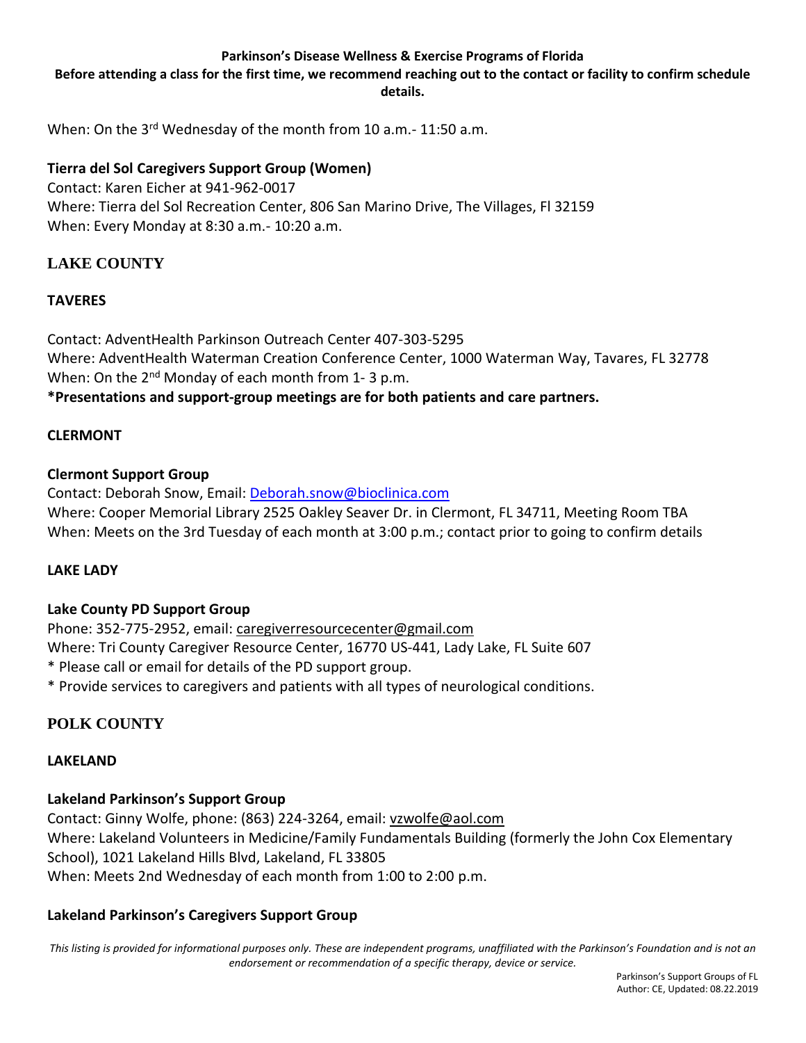When: On the 3rd Wednesday of the month from 10 a.m.- 11:50 a.m.

**Tierra del Sol Caregivers Support Group (Women)**
Contact: Karen Eicher at 941-962-0017
Where: Tierra del Sol Recreation Center, 806 San Marino Drive, The Villages, Fl 32159
When: Every Monday at 8:30 a.m.- 10:20 a.m.

## LAKE COUNTY

### TAVERES

Contact: AdventHealth Parkinson Outreach Center 407-303-5295
Where: AdventHealth Waterman Creation Conference Center, 1000 Waterman Way, Tavares, FL 32778
When: On the 2nd Monday of each month from 1- 3 p.m.
***Presentations and support-group meetings are for both patients and care partners.**

### CLERMONT

**Clermont Support Group**
Contact: Deborah Snow, Email: Deborah.snow@bioclinica.com
Where: Cooper Memorial Library 2525 Oakley Seaver Dr. in Clermont, FL 34711, Meeting Room TBA
When: Meets on the 3rd Tuesday of each month at 3:00 p.m.; contact prior to going to confirm details

### LAKE LADY

**Lake County PD Support Group**
Phone: 352-775-2952, email: caregiverresourcecenter@gmail.com
Where: Tri County Caregiver Resource Center, 16770 US-441, Lady Lake, FL Suite 607
* Please call or email for details of the PD support group.
* Provide services to caregivers and patients with all types of neurological conditions.

## POLK COUNTY

### LAKELAND

**Lakeland Parkinson's Support Group**
Contact: Ginny Wolfe, phone: (863) 224-3264, email: vzwolfe@aol.com
Where: Lakeland Volunteers in Medicine/Family Fundamentals Building (formerly the John Cox Elementary School), 1021 Lakeland Hills Blvd, Lakeland, FL 33805
When: Meets 2nd Wednesday of each month from 1:00 to 2:00 p.m.

**Lakeland Parkinson's Caregivers Support Group**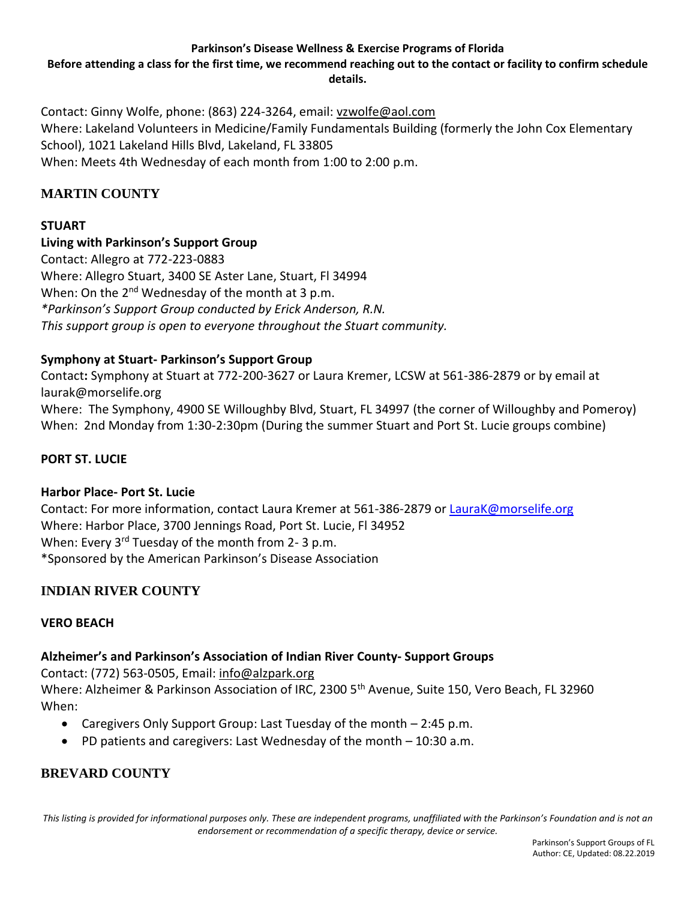**Parkinson's Disease Wellness & Exercise Programs of Florida**

**Before attending a class for the first time, we recommend reaching out to the contact or facility to confirm schedule details.**

Contact: Ginny Wolfe, phone: (863) 224-3264, email: vzwolfe@aol.com
Where: Lakeland Volunteers in Medicine/Family Fundamentals Building (formerly the John Cox Elementary School), 1021 Lakeland Hills Blvd, Lakeland, FL 33805
When: Meets 4th Wednesday of each month from 1:00 to 2:00 p.m.

## MARTIN COUNTY

### STUART

**Living with Parkinson's Support Group**
Contact: Allegro at 772-223-0883
Where: Allegro Stuart, 3400 SE Aster Lane, Stuart, Fl 34994
When: On the 2nd Wednesday of the month at 3 p.m.
*\*Parkinson's Support Group conducted by Erick Anderson, R.N.*
*This support group is open to everyone throughout the Stuart community.*

**Symphony at Stuart- Parkinson's Support Group**
Contact**:** Symphony at Stuart at 772-200-3627 or Laura Kremer, LCSW at 561-386-2879 or by email at laurak@morselife.org
Where: The Symphony, 4900 SE Willoughby Blvd, Stuart, FL 34997 (the corner of Willoughby and Pomeroy)
When: 2nd Monday from 1:30-2:30pm (During the summer Stuart and Port St. Lucie groups combine)

### PORT ST. LUCIE

**Harbor Place- Port St. Lucie**
Contact: For more information, contact Laura Kremer at 561-386-2879 or LauraK@morselife.org
Where: Harbor Place, 3700 Jennings Road, Port St. Lucie, Fl 34952
When: Every 3rd Tuesday of the month from 2- 3 p.m.
\*Sponsored by the American Parkinson's Disease Association

## INDIAN RIVER COUNTY

### VERO BEACH

**Alzheimer's and Parkinson's Association of Indian River County- Support Groups**
Contact: (772) 563-0505, Email: info@alzpark.org
Where: Alzheimer & Parkinson Association of IRC, 2300 5th Avenue, Suite 150, Vero Beach, FL 32960
When:

- Caregivers Only Support Group: Last Tuesday of the month – 2:45 p.m.
- PD patients and caregivers: Last Wednesday of the month – 10:30 a.m.

## BREVARD COUNTY

*This listing is provided for informational purposes only. These are independent programs, unaffiliated with the Parkinson's Foundation and is not an endorsement or recommendation of a specific therapy, device or service.*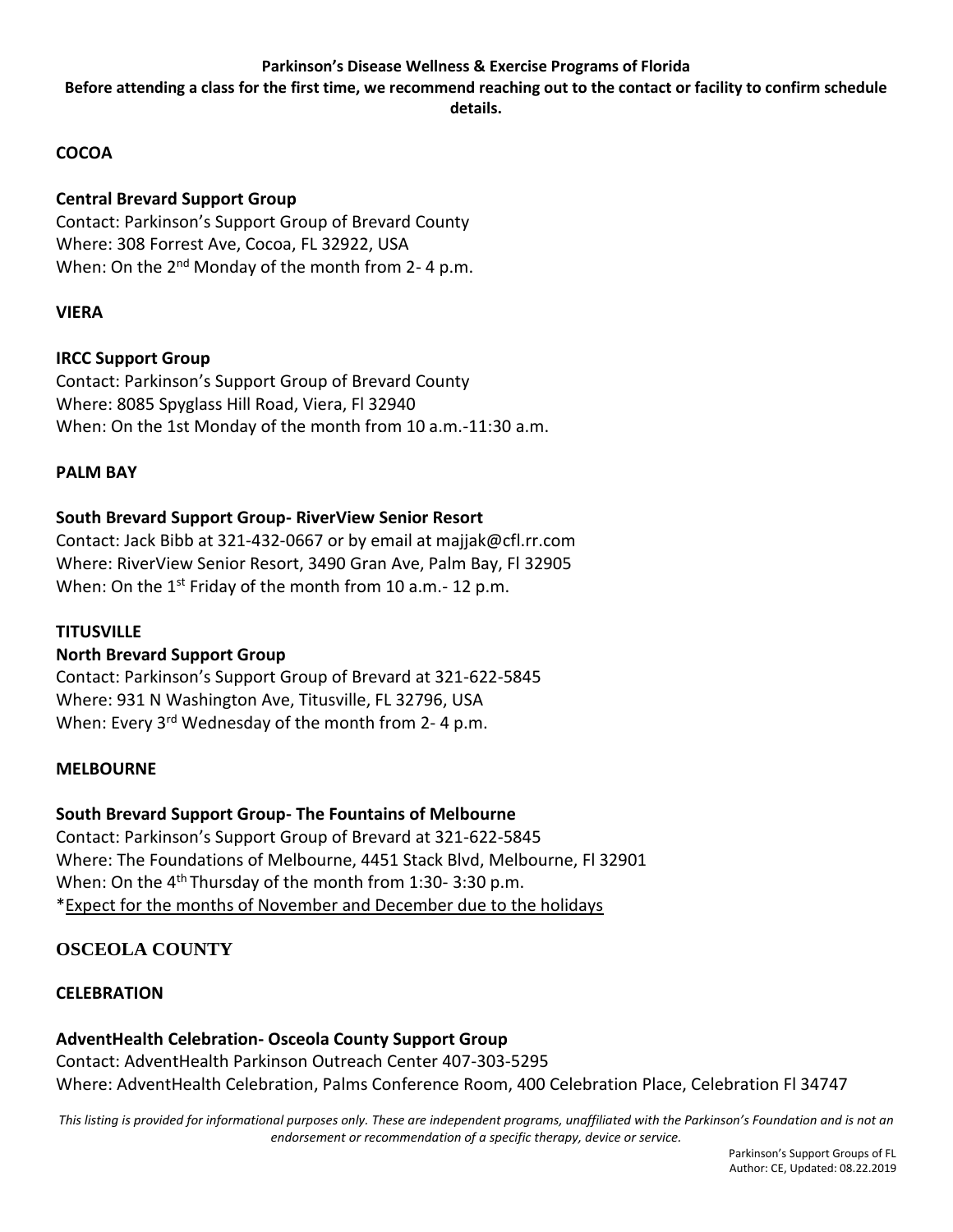**Parkinson's Disease Wellness & Exercise Programs of Florida**

**Before attending a class for the first time, we recommend reaching out to the contact or facility to confirm schedule details.**

**COCOA**

**Central Brevard Support Group**
Contact: Parkinson's Support Group of Brevard County
Where: 308 Forrest Ave, Cocoa, FL 32922, USA
When: On the 2nd Monday of the month from 2- 4 p.m.

**VIERA**

**IRCC Support Group**
Contact: Parkinson's Support Group of Brevard County
Where: 8085 Spyglass Hill Road, Viera, Fl 32940
When: On the 1st Monday of the month from 10 a.m.-11:30 a.m.

**PALM BAY**

**South Brevard Support Group- RiverView Senior Resort**
Contact: Jack Bibb at 321-432-0667 or by email at majjak@cfl.rr.com
Where: RiverView Senior Resort, 3490 Gran Ave, Palm Bay, Fl 32905
When: On the 1st Friday of the month from 10 a.m.- 12 p.m.

**TITUSVILLE**

**North Brevard Support Group**
Contact: Parkinson's Support Group of Brevard at 321-622-5845
Where: 931 N Washington Ave, Titusville, FL 32796, USA
When: Every 3rd Wednesday of the month from 2- 4 p.m.

**MELBOURNE**

**South Brevard Support Group- The Fountains of Melbourne**
Contact: Parkinson's Support Group of Brevard at 321-622-5845
Where: The Foundations of Melbourne, 4451 Stack Blvd, Melbourne, Fl 32901
When: On the 4th Thursday of the month from 1:30- 3:30 p.m.
*Expect for the months of November and December due to the holidays

## OSCEOLA COUNTY

**CELEBRATION**

**AdventHealth Celebration- Osceola County Support Group**
Contact: AdventHealth Parkinson Outreach Center 407-303-5295
Where: AdventHealth Celebration, Palms Conference Room, 400 Celebration Place, Celebration Fl 34747

*This listing is provided for informational purposes only. These are independent programs, unaffiliated with the Parkinson's Foundation and is not an endorsement or recommendation of a specific therapy, device or service.*

Parkinson's Support Groups of FL
Author: CE, Updated: 08.22.2019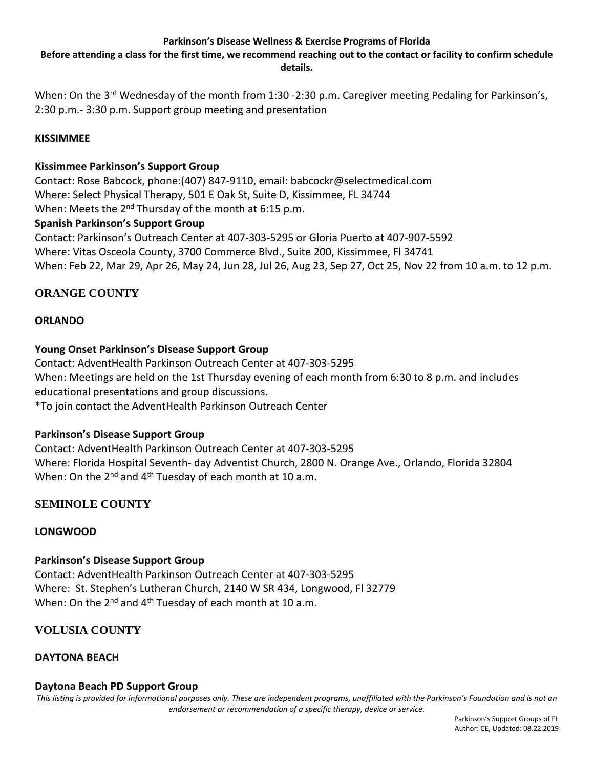When: On the 3rd Wednesday of the month from 1:30 -2:30 p.m. Caregiver meeting Pedaling for Parkinson's, 2:30 p.m.- 3:30 p.m. Support group meeting and presentation

**KISSIMMEE**

**Kissimmee Parkinson's Support Group**
Contact: Rose Babcock, phone:(407) 847-9110, email: babcockr@selectmedical.com
Where: Select Physical Therapy, 501 E Oak St, Suite D, Kissimmee, FL 34744
When: Meets the 2nd Thursday of the month at 6:15 p.m.

**Spanish Parkinson's Support Group**
Contact: Parkinson's Outreach Center at 407-303-5295 or Gloria Puerto at 407-907-5592
Where: Vitas Osceola County, 3700 Commerce Blvd., Suite 200, Kissimmee, Fl 34741
When: Feb 22, Mar 29, Apr 26, May 24, Jun 28, Jul 26, Aug 23, Sep 27, Oct 25, Nov 22 from 10 a.m. to 12 p.m.

## ORANGE COUNTY

**ORLANDO**

**Young Onset Parkinson's Disease Support Group**
Contact: AdventHealth Parkinson Outreach Center at 407-303-5295
When: Meetings are held on the 1st Thursday evening of each month from 6:30 to 8 p.m. and includes educational presentations and group discussions.
*To join contact the AdventHealth Parkinson Outreach Center

**Parkinson's Disease Support Group**
Contact: AdventHealth Parkinson Outreach Center at 407-303-5295
Where: Florida Hospital Seventh- day Adventist Church, 2800 N. Orange Ave., Orlando, Florida 32804
When: On the 2nd and 4th Tuesday of each month at 10 a.m.

## SEMINOLE COUNTY

**LONGWOOD**

**Parkinson's Disease Support Group**
Contact: AdventHealth Parkinson Outreach Center at 407-303-5295
Where: St. Stephen's Lutheran Church, 2140 W SR 434, Longwood, Fl 32779
When: On the 2nd and 4th Tuesday of each month at 10 a.m.

## VOLUSIA COUNTY

**DAYTONA BEACH**

**Daytona Beach PD Support Group**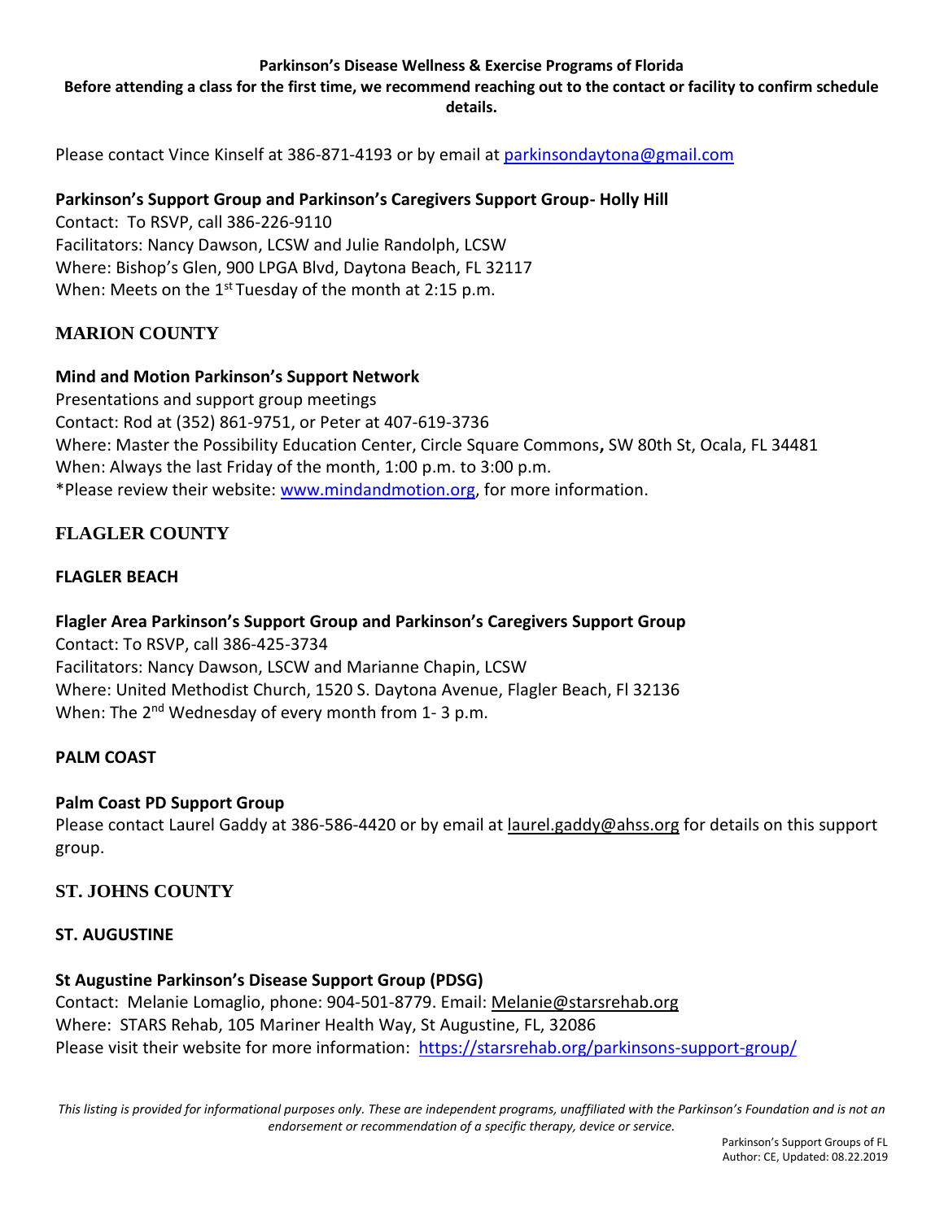**Parkinson's Disease Wellness & Exercise Programs of Florida**

**Before attending a class for the first time, we recommend reaching out to the contact or facility to confirm schedule details.**

Please contact Vince Kinself at 386-871-4193 or by email at parkinsondaytona@gmail.com

**Parkinson's Support Group and Parkinson's Caregivers Support Group- Holly Hill**

Contact: To RSVP, call 386-226-9110
Facilitators: Nancy Dawson, LCSW and Julie Randolph, LCSW
Where: Bishop's Glen, 900 LPGA Blvd, Daytona Beach, FL 32117
When: Meets on the 1st Tuesday of the month at 2:15 p.m.

## MARION COUNTY

**Mind and Motion Parkinson's Support Network**

Presentations and support group meetings
Contact: Rod at (352) 861-9751, or Peter at 407-619-3736
Where: Master the Possibility Education Center, Circle Square Commons, SW 80th St, Ocala, FL 34481
When: Always the last Friday of the month, 1:00 p.m. to 3:00 p.m.
*Please review their website: www.mindandmotion.org, for more information.

## FLAGLER COUNTY

### FLAGLER BEACH

**Flagler Area Parkinson's Support Group and Parkinson's Caregivers Support Group**

Contact: To RSVP, call 386-425-3734
Facilitators: Nancy Dawson, LSCW and Marianne Chapin, LCSW
Where: United Methodist Church, 1520 S. Daytona Avenue, Flagler Beach, Fl 32136
When: The 2nd Wednesday of every month from 1- 3 p.m.

### PALM COAST

**Palm Coast PD Support Group**

Please contact Laurel Gaddy at 386-586-4420 or by email at laurel.gaddy@ahss.org for details on this support group.

## ST. JOHNS COUNTY

### ST. AUGUSTINE

**St Augustine Parkinson's Disease Support Group (PDSG)**

Contact: Melanie Lomaglio, phone: 904-501-8779. Email: Melanie@starsrehab.org
Where: STARS Rehab, 105 Mariner Health Way, St Augustine, FL, 32086
Please visit their website for more information: https://starsrehab.org/parkinsons-support-group/

*This listing is provided for informational purposes only. These are independent programs, unaffiliated with the Parkinson's Foundation and is not an endorsement or recommendation of a specific therapy, device or service.*

Parkinson's Support Groups of FL
Author: CE, Updated: 08.22.2019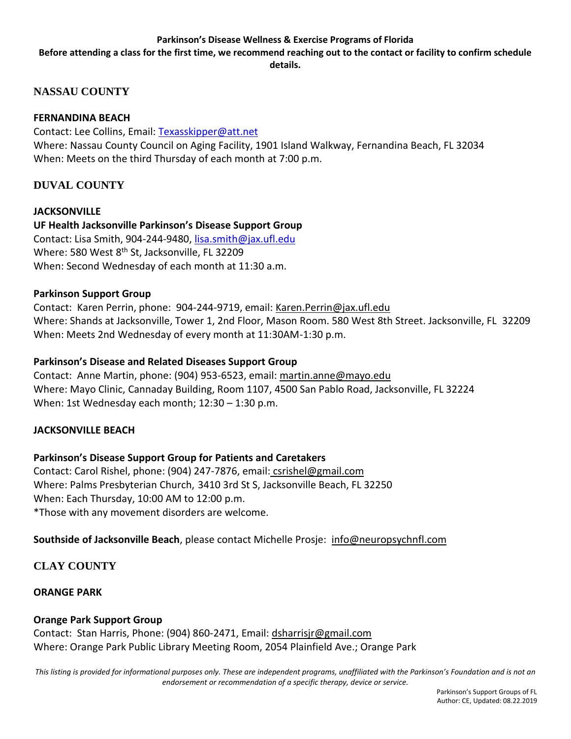**Parkinson's Disease Wellness & Exercise Programs of Florida**

**Before attending a class for the first time, we recommend reaching out to the contact or facility to confirm schedule details.**

## NASSAU COUNTY

**FERNANDINA BEACH**

Contact: Lee Collins, Email: Texasskipper@att.net
Where: Nassau County Council on Aging Facility, 1901 Island Walkway, Fernandina Beach, FL 32034
When: Meets on the third Thursday of each month at 7:00 p.m.

## DUVAL COUNTY

**JACKSONVILLE**

**UF Health Jacksonville Parkinson's Disease Support Group**
Contact: Lisa Smith, 904-244-9480, lisa.smith@jax.ufl.edu
Where: 580 West 8th St, Jacksonville, FL 32209
When: Second Wednesday of each month at 11:30 a.m.

**Parkinson Support Group**
Contact: Karen Perrin, phone: 904-244-9719, email: Karen.Perrin@jax.ufl.edu
Where: Shands at Jacksonville, Tower 1, 2nd Floor, Mason Room. 580 West 8th Street. Jacksonville, FL 32209
When: Meets 2nd Wednesday of every month at 11:30AM-1:30 p.m.

**Parkinson's Disease and Related Diseases Support Group**
Contact: Anne Martin, phone: (904) 953-6523, email: martin.anne@mayo.edu
Where: Mayo Clinic, Cannaday Building, Room 1107, 4500 San Pablo Road, Jacksonville, FL 32224
When: 1st Wednesday each month; 12:30 – 1:30 p.m.

**JACKSONVILLE BEACH**

**Parkinson's Disease Support Group for Patients and Caretakers**
Contact: Carol Rishel, phone: (904) 247-7876, email: csrishel@gmail.com
Where: Palms Presbyterian Church, 3410 3rd St S, Jacksonville Beach, FL 32250
When: Each Thursday, 10:00 AM to 12:00 p.m.
*Those with any movement disorders are welcome.

**Southside of Jacksonville Beach**, please contact Michelle Prosje: info@neuropsychnfl.com

## CLAY COUNTY

**ORANGE PARK**

**Orange Park Support Group**
Contact: Stan Harris, Phone: (904) 860-2471, Email: dsharrisjr@gmail.com
Where: Orange Park Public Library Meeting Room, 2054 Plainfield Ave.; Orange Park

*This listing is provided for informational purposes only. These are independent programs, unaffiliated with the Parkinson's Foundation and is not an endorsement or recommendation of a specific therapy, device or service.*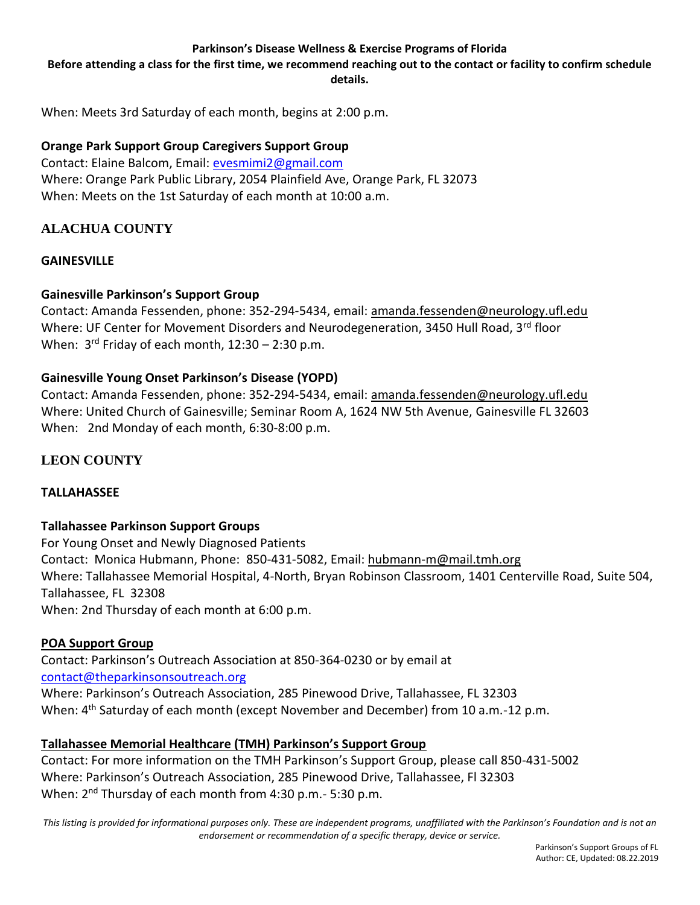When: Meets 3rd Saturday of each month, begins at 2:00 p.m.

**Orange Park Support Group Caregivers Support Group**
Contact: Elaine Balcom, Email: evesmimi2@gmail.com
Where: Orange Park Public Library, 2054 Plainfield Ave, Orange Park, FL 32073
When: Meets on the 1st Saturday of each month at 10:00 a.m.

## ALACHUA COUNTY

### GAINESVILLE

**Gainesville Parkinson's Support Group**
Contact: Amanda Fessenden, phone: 352-294-5434, email: amanda.fessenden@neurology.ufl.edu
Where: UF Center for Movement Disorders and Neurodegeneration, 3450 Hull Road, 3rd floor
When: 3rd Friday of each month, 12:30 – 2:30 p.m.

**Gainesville Young Onset Parkinson's Disease (YOPD)**
Contact: Amanda Fessenden, phone: 352-294-5434, email: amanda.fessenden@neurology.ufl.edu
Where: United Church of Gainesville; Seminar Room A, 1624 NW 5th Avenue, Gainesville FL 32603
When: 2nd Monday of each month, 6:30-8:00 p.m.

## LEON COUNTY

### TALLAHASSEE

**Tallahassee Parkinson Support Groups**
For Young Onset and Newly Diagnosed Patients
Contact: Monica Hubmann, Phone: 850-431-5082, Email: hubmann-m@mail.tmh.org
Where: Tallahassee Memorial Hospital, 4-North, Bryan Robinson Classroom, 1401 Centerville Road, Suite 504, Tallahassee, FL 32308
When: 2nd Thursday of each month at 6:00 p.m.

**POA Support Group**
Contact: Parkinson's Outreach Association at 850-364-0230 or by email at contact@theparkinsonsoutreach.org
Where: Parkinson's Outreach Association, 285 Pinewood Drive, Tallahassee, FL 32303
When: 4th Saturday of each month (except November and December) from 10 a.m.-12 p.m.

**Tallahassee Memorial Healthcare (TMH) Parkinson's Support Group**
Contact: For more information on the TMH Parkinson's Support Group, please call 850-431-5002
Where: Parkinson's Outreach Association, 285 Pinewood Drive, Tallahassee, Fl 32303
When: 2nd Thursday of each month from 4:30 p.m.- 5:30 p.m.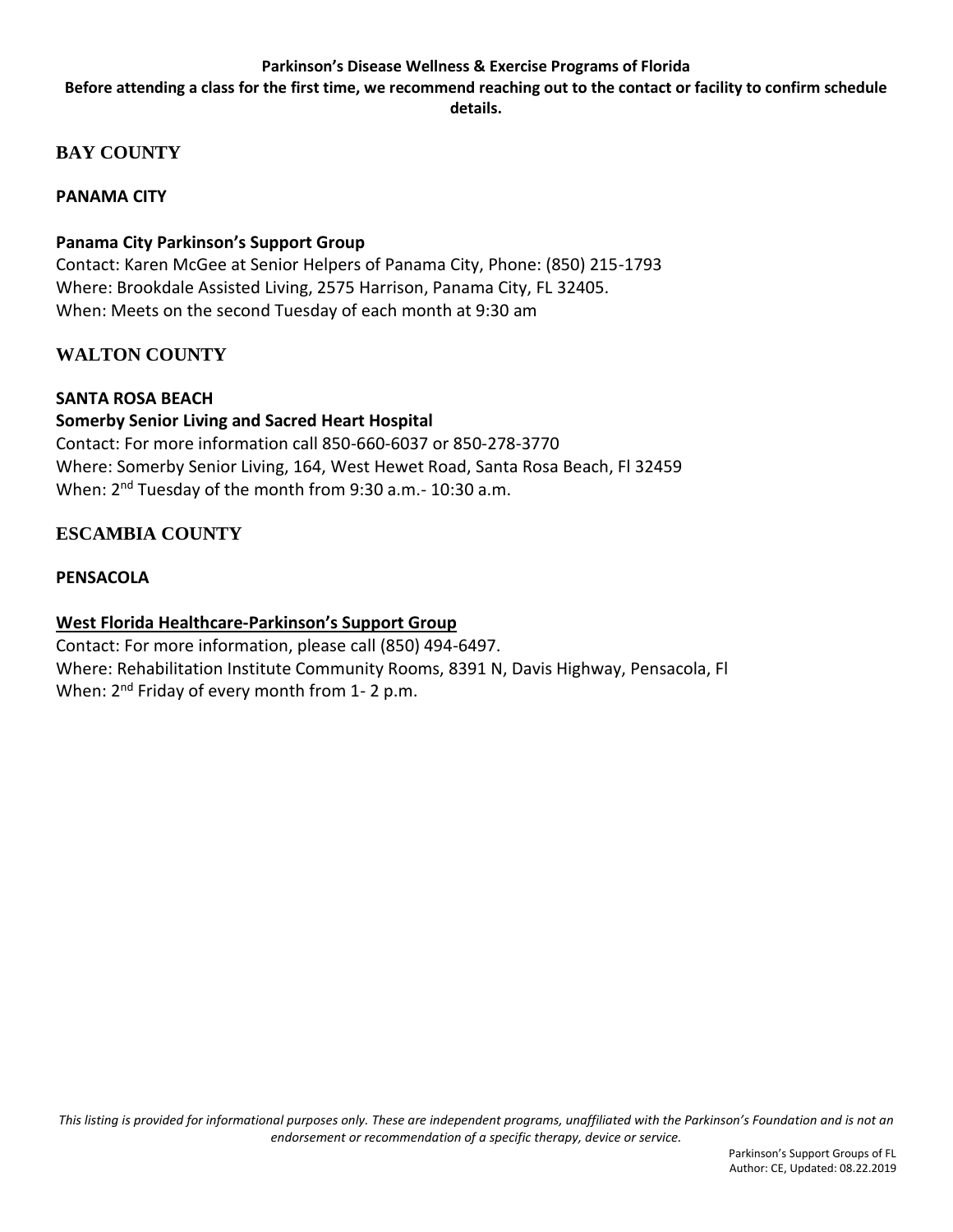**Parkinson's Disease Wellness & Exercise Programs of Florida**

**Before attending a class for the first time, we recommend reaching out to the contact or facility to confirm schedule details.**

## BAY COUNTY

### PANAMA CITY

**Panama City Parkinson's Support Group**

Contact: Karen McGee at Senior Helpers of Panama City, Phone: (850) 215-1793
Where: Brookdale Assisted Living, 2575 Harrison, Panama City, FL 32405.
When: Meets on the second Tuesday of each month at 9:30 am

## WALTON COUNTY

### SANTA ROSA BEACH

**Somerby Senior Living and Sacred Heart Hospital**

Contact: For more information call 850-660-6037 or 850-278-3770
Where: Somerby Senior Living, 164, West Hewet Road, Santa Rosa Beach, Fl 32459
When: 2nd Tuesday of the month from 9:30 a.m.- 10:30 a.m.

## ESCAMBIA COUNTY

### PENSACOLA

**West Florida Healthcare-Parkinson's Support Group**

Contact: For more information, please call (850) 494-6497.
Where: Rehabilitation Institute Community Rooms, 8391 N, Davis Highway, Pensacola, Fl
When: 2nd Friday of every month from 1- 2 p.m.

*This listing is provided for informational purposes only. These are independent programs, unaffiliated with the Parkinson's Foundation and is not an endorsement or recommendation of a specific therapy, device or service.*

Parkinson's Support Groups of FL
Author: CE, Updated: 08.22.2019